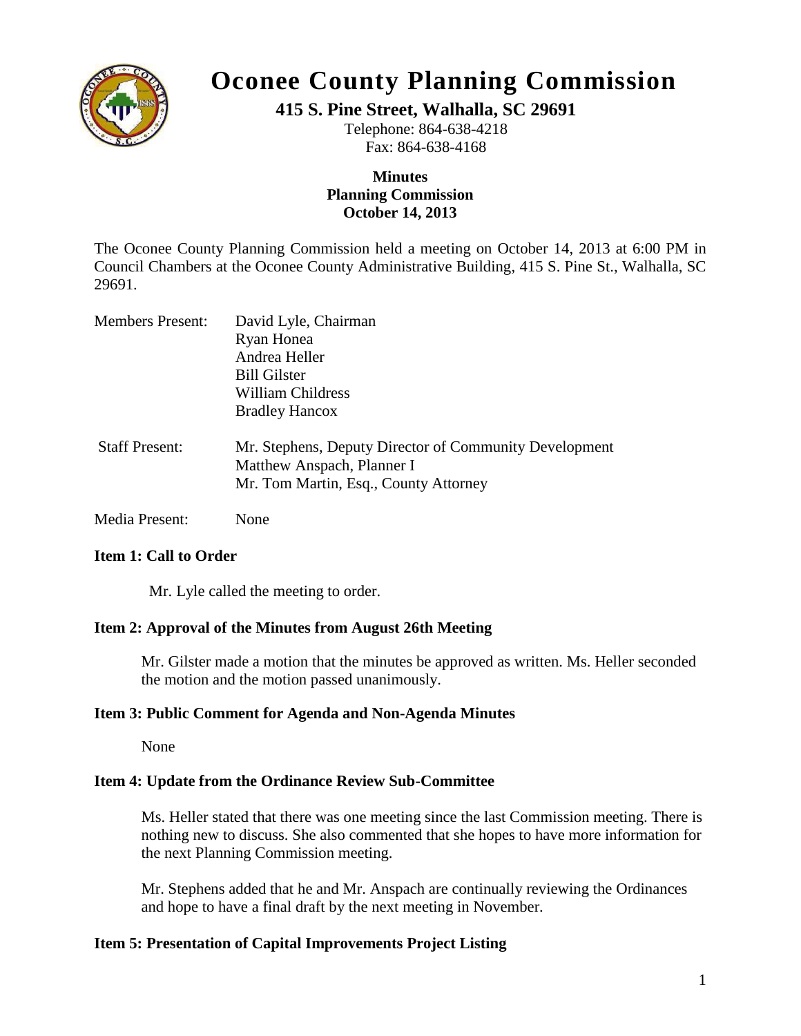# Oconee County Planning Commission

**415 S. Pine Street, Walhalla, SC 29691**

Telephone: 864-638-4218

Fax: 864-638-4168

**Minutes**
**Planning Commission**
**October 14, 2013**

The Oconee County Planning Commission held a meeting on October 14, 2013 at 6:00 PM in Council Chambers at the Oconee County Administrative Building, 415 S. Pine St., Walhalla, SC 29691.

Members Present: David Lyle, Chairman
Ryan Honea
Andrea Heller
Bill Gilster
William Childress
Bradley Hancox

Staff Present: Mr. Stephens, Deputy Director of Community Development
Matthew Anspach, Planner I
Mr. Tom Martin, Esq., County Attorney

Media Present: None

**Item 1: Call to Order**

Mr. Lyle called the meeting to order.

**Item 2: Approval of the Minutes from August 26th Meeting**

Mr. Gilster made a motion that the minutes be approved as written. Ms. Heller seconded the motion and the motion passed unanimously.

**Item 3: Public Comment for Agenda and Non-Agenda Minutes**

None

**Item 4: Update from the Ordinance Review Sub-Committee**

Ms. Heller stated that there was one meeting since the last Commission meeting. There is nothing new to discuss. She also commented that she hopes to have more information for the next Planning Commission meeting.

Mr. Stephens added that he and Mr. Anspach are continually reviewing the Ordinances and hope to have a final draft by the next meeting in November.

**Item 5: Presentation of Capital Improvements Project Listing**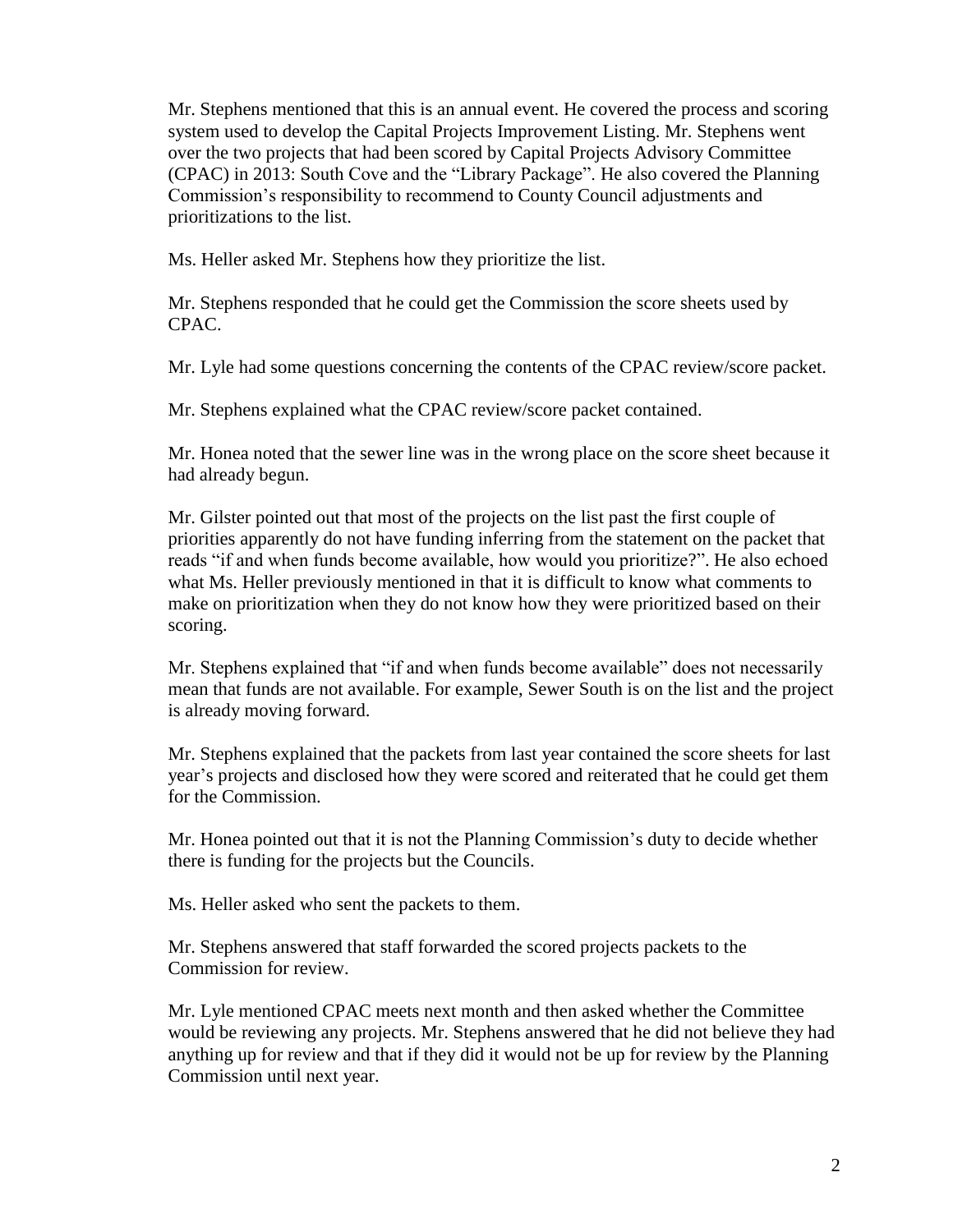Mr. Stephens mentioned that this is an annual event. He covered the process and scoring system used to develop the Capital Projects Improvement Listing. Mr. Stephens went over the two projects that had been scored by Capital Projects Advisory Committee (CPAC) in 2013: South Cove and the "Library Package". He also covered the Planning Commission's responsibility to recommend to County Council adjustments and prioritizations to the list.

Ms. Heller asked Mr. Stephens how they prioritize the list.

Mr. Stephens responded that he could get the Commission the score sheets used by CPAC.

Mr. Lyle had some questions concerning the contents of the CPAC review/score packet.

Mr. Stephens explained what the CPAC review/score packet contained.

Mr. Honea noted that the sewer line was in the wrong place on the score sheet because it had already begun.

Mr. Gilster pointed out that most of the projects on the list past the first couple of priorities apparently do not have funding inferring from the statement on the packet that reads "if and when funds become available, how would you prioritize?". He also echoed what Ms. Heller previously mentioned in that it is difficult to know what comments to make on prioritization when they do not know how they were prioritized based on their scoring.

Mr. Stephens explained that "if and when funds become available" does not necessarily mean that funds are not available. For example, Sewer South is on the list and the project is already moving forward.

Mr. Stephens explained that the packets from last year contained the score sheets for last year's projects and disclosed how they were scored and reiterated that he could get them for the Commission.

Mr. Honea pointed out that it is not the Planning Commission's duty to decide whether there is funding for the projects but the Councils.

Ms. Heller asked who sent the packets to them.

Mr. Stephens answered that staff forwarded the scored projects packets to the Commission for review.

Mr. Lyle mentioned CPAC meets next month and then asked whether the Committee would be reviewing any projects. Mr. Stephens answered that he did not believe they had anything up for review and that if they did it would not be up for review by the Planning Commission until next year.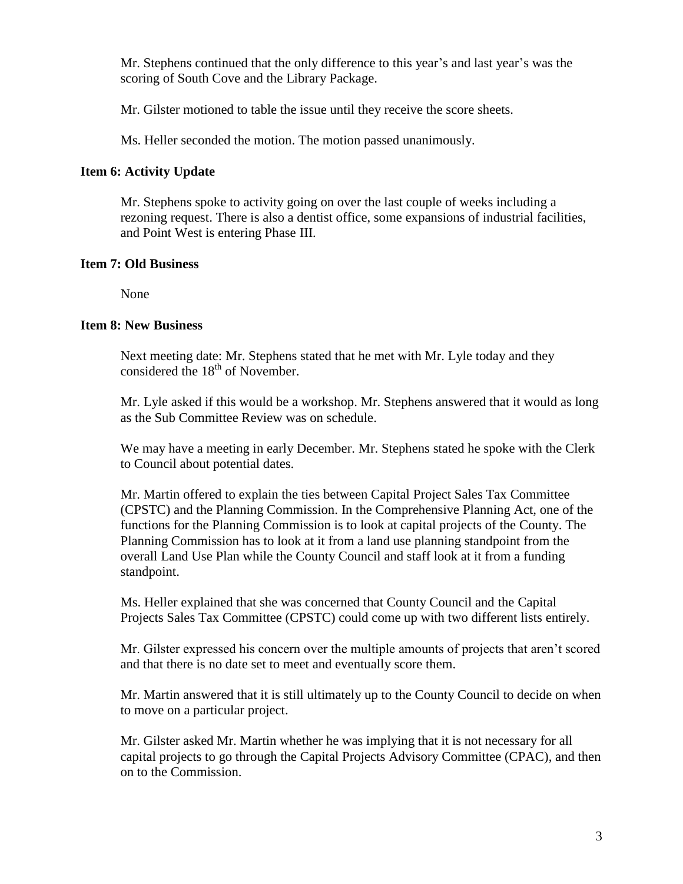Mr. Stephens continued that the only difference to this year's and last year's was the scoring of South Cove and the Library Package.

Mr. Gilster motioned to table the issue until they receive the score sheets.

Ms. Heller seconded the motion. The motion passed unanimously.

**Item 6: Activity Update**

Mr. Stephens spoke to activity going on over the last couple of weeks including a rezoning request. There is also a dentist office, some expansions of industrial facilities, and Point West is entering Phase III.

**Item 7: Old Business**

None

**Item 8: New Business**

Next meeting date: Mr. Stephens stated that he met with Mr. Lyle today and they considered the 18th of November.

Mr. Lyle asked if this would be a workshop. Mr. Stephens answered that it would as long as the Sub Committee Review was on schedule.

We may have a meeting in early December. Mr. Stephens stated he spoke with the Clerk to Council about potential dates.

Mr. Martin offered to explain the ties between Capital Project Sales Tax Committee (CPSTC) and the Planning Commission. In the Comprehensive Planning Act, one of the functions for the Planning Commission is to look at capital projects of the County. The Planning Commission has to look at it from a land use planning standpoint from the overall Land Use Plan while the County Council and staff look at it from a funding standpoint.

Ms. Heller explained that she was concerned that County Council and the Capital Projects Sales Tax Committee (CPSTC) could come up with two different lists entirely.

Mr. Gilster expressed his concern over the multiple amounts of projects that aren't scored and that there is no date set to meet and eventually score them.

Mr. Martin answered that it is still ultimately up to the County Council to decide on when to move on a particular project.

Mr. Gilster asked Mr. Martin whether he was implying that it is not necessary for all capital projects to go through the Capital Projects Advisory Committee (CPAC), and then on to the Commission.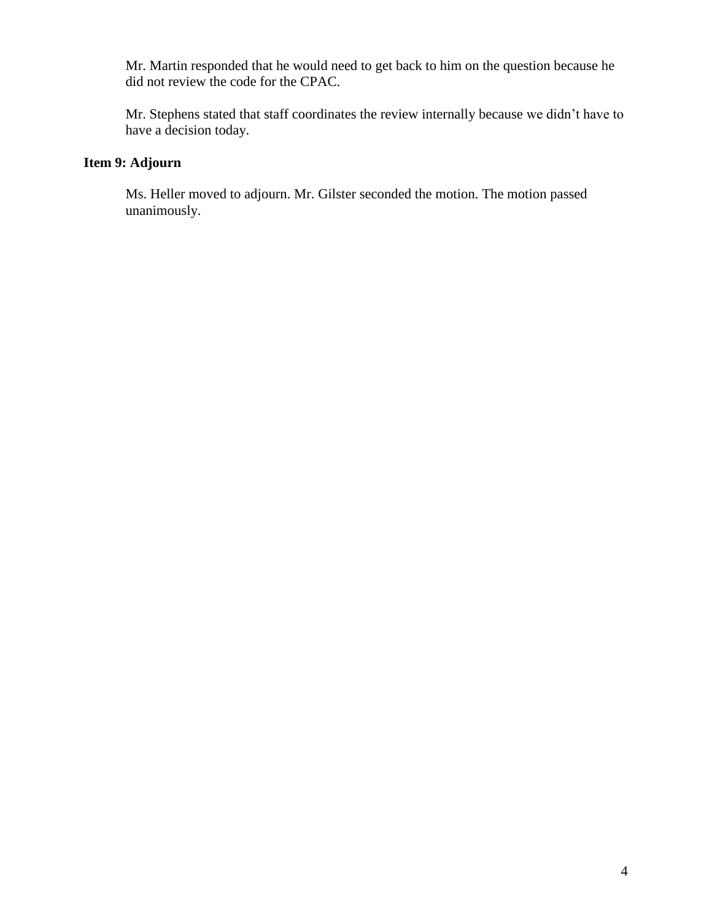Mr. Martin responded that he would need to get back to him on the question because he did not review the code for the CPAC.

Mr. Stephens stated that staff coordinates the review internally because we didn't have to have a decision today.

### Item 9: Adjourn

Ms. Heller moved to adjourn. Mr. Gilster seconded the motion. The motion passed unanimously.